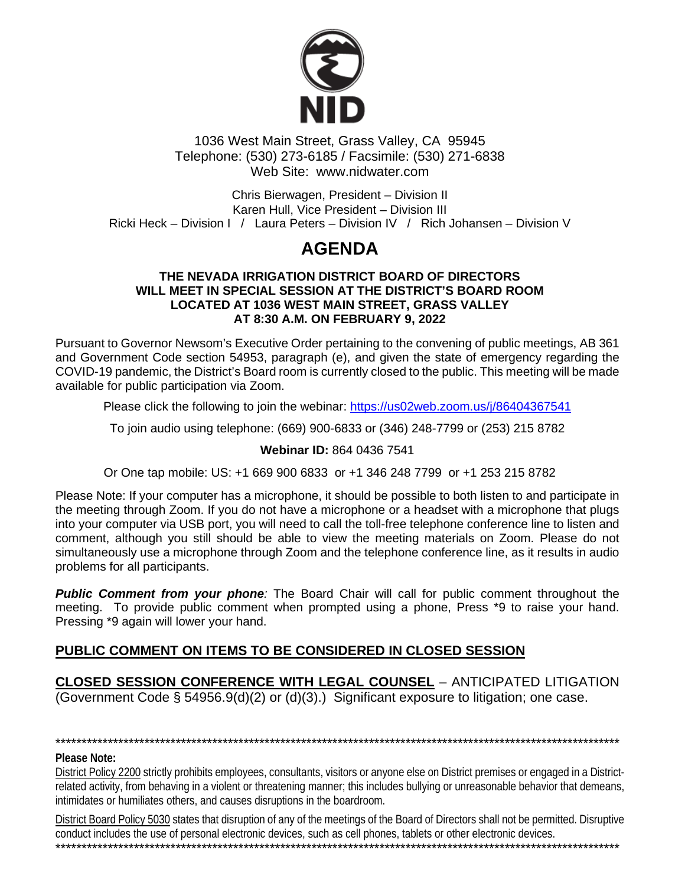**NID**

1036 West Main Street, Grass Valley, CA 95945
Telephone: (530) 273-6185 / Facsimile: (530) 271-6838
Web Site: www.nidwater.com

Chris Bierwagen, President – Division II
Karen Hull, Vice President – Division III
Ricki Heck – Division I / Laura Peters – Division IV / Rich Johansen – Division V

# AGENDA

**THE NEVADA IRRIGATION DISTRICT BOARD OF DIRECTORS WILL MEET IN SPECIAL SESSION AT THE DISTRICT'S BOARD ROOM LOCATED AT 1036 WEST MAIN STREET, GRASS VALLEY AT 8:30 A.M. ON FEBRUARY 9, 2022**

Pursuant to Governor Newsom's Executive Order pertaining to the convening of public meetings, AB 361 and Government Code section 54953, paragraph (e), and given the state of emergency regarding the COVID-19 pandemic, the District's Board room is currently closed to the public. This meeting will be made available for public participation via Zoom.

Please click the following to join the webinar: https://us02web.zoom.us/j/86404367541

To join audio using telephone: (669) 900-6833 or (346) 248-7799 or (253) 215 8782

**Webinar ID:** 864 0436 7541

Or One tap mobile: US: +1 669 900 6833 or +1 346 248 7799 or +1 253 215 8782

Please Note: If your computer has a microphone, it should be possible to both listen to and participate in the meeting through Zoom. If you do not have a microphone or a headset with a microphone that plugs into your computer via USB port, you will need to call the toll-free telephone conference line to listen and comment, although you still should be able to view the meeting materials on Zoom. Please do not simultaneously use a microphone through Zoom and the telephone conference line, as it results in audio problems for all participants.

***Public Comment from your phone****:* The Board Chair will call for public comment throughout the meeting. To provide public comment when prompted using a phone, Press *9 to raise your hand. Pressing *9 again will lower your hand.

## PUBLIC COMMENT ON ITEMS TO BE CONSIDERED IN CLOSED SESSION

## CLOSED SESSION CONFERENCE WITH LEGAL COUNSEL – ANTICIPATED LITIGATION

(Government Code § 54956.9(d)(2) or (d)(3).) Significant exposure to litigation; one case.

---

**Please Note:**

District Policy 2200 strictly prohibits employees, consultants, visitors or anyone else on District premises or engaged in a District-related activity, from behaving in a violent or threatening manner; this includes bullying or unreasonable behavior that demeans, intimidates or humiliates others, and causes disruptions in the boardroom.

District Board Policy 5030 states that disruption of any of the meetings of the Board of Directors shall not be permitted. Disruptive conduct includes the use of personal electronic devices, such as cell phones, tablets or other electronic devices.

---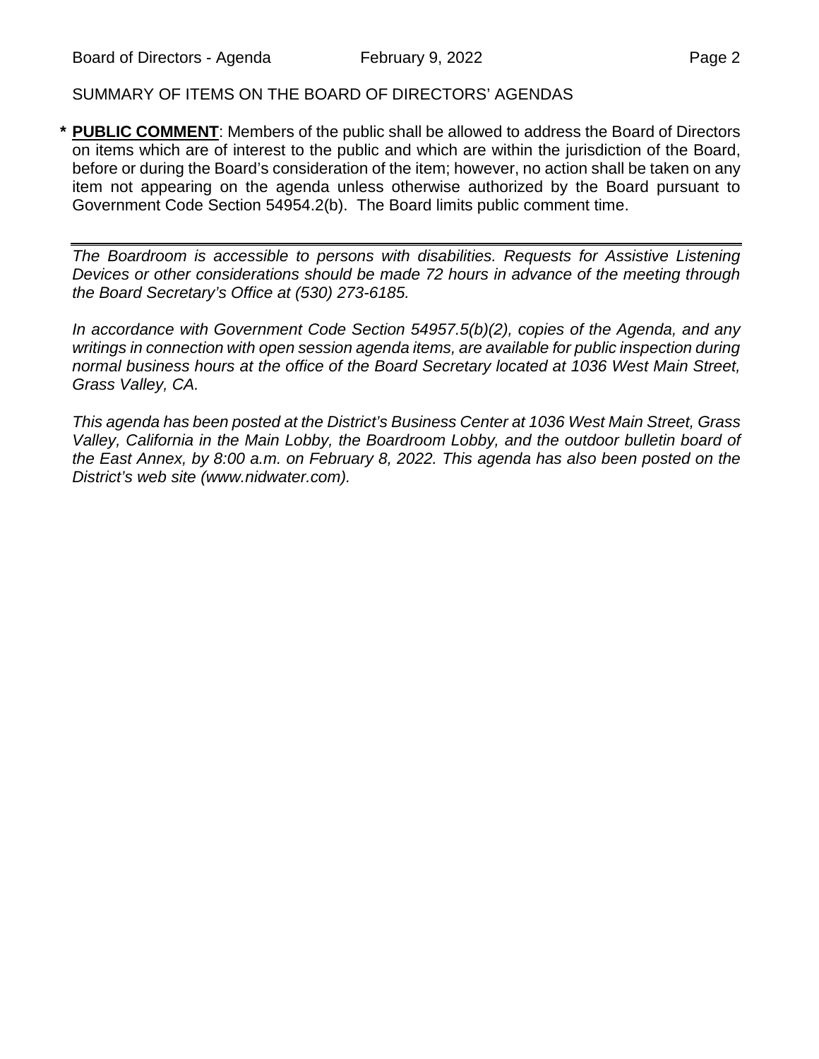SUMMARY OF ITEMS ON THE BOARD OF DIRECTORS' AGENDAS

**\*** **PUBLIC COMMENT**: Members of the public shall be allowed to address the Board of Directors on items which are of interest to the public and which are within the jurisdiction of the Board, before or during the Board's consideration of the item; however, no action shall be taken on any item not appearing on the agenda unless otherwise authorized by the Board pursuant to Government Code Section 54954.2(b). The Board limits public comment time.

---

*The Boardroom is accessible to persons with disabilities. Requests for Assistive Listening Devices or other considerations should be made 72 hours in advance of the meeting through the Board Secretary's Office at (530) 273-6185.*

*In accordance with Government Code Section 54957.5(b)(2), copies of the Agenda, and any writings in connection with open session agenda items, are available for public inspection during normal business hours at the office of the Board Secretary located at 1036 West Main Street, Grass Valley, CA.*

*This agenda has been posted at the District's Business Center at 1036 West Main Street, Grass Valley, California in the Main Lobby, the Boardroom Lobby, and the outdoor bulletin board of the East Annex, by 8:00 a.m. on February 8, 2022. This agenda has also been posted on the District's web site (www.nidwater.com).*